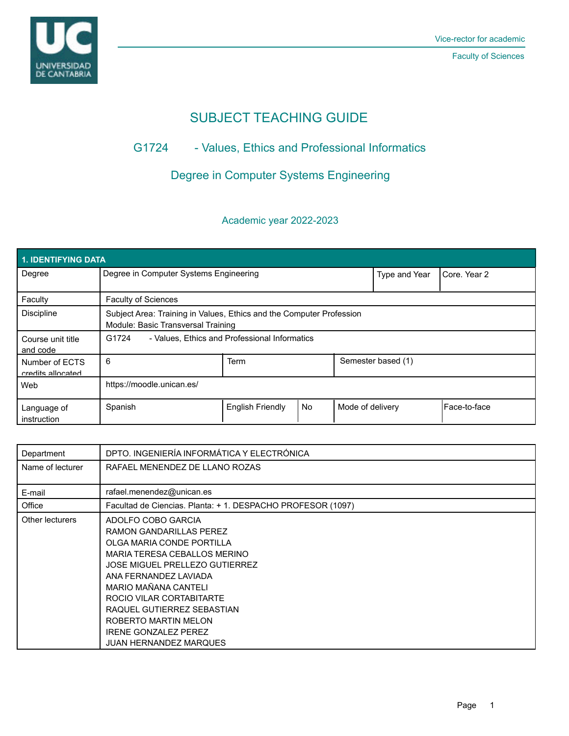Vice-rector for academic

Faculty of Sciences

# SUBJECT TEACHING GUIDE

## G1724 - Values, Ethics and Professional Informatics

## Degree in Computer Systems Engineering

### Academic year 2022-2023

| 1. IDENTIFYING DATA | | | | | |
|---|---|---|---|---|---|
| Degree | Degree in Computer Systems Engineering | | | Type and Year | Core. Year 2 |
| Faculty | Faculty of Sciences | | | | |
| Discipline | Subject Area: Training in Values, Ethics and the Computer Profession<br>Module: Basic Transversal Training | | | | |
| Course unit title and code | G1724 - Values, Ethics and Professional Informatics | | | | |
| Number of ECTS credits allocated | 6 | Term | | Semester based (1) | |
| Web | https://moodle.unican.es/ | | | | |
| Language of instruction | Spanish | English Friendly | No | Mode of delivery | Face-to-face |

| | |
|---|---|
| Department | DPTO. INGENIERÍA INFORMÁTICA Y ELECTRÓNICA |
| Name of lecturer | RAFAEL MENENDEZ DE LLANO ROZAS |
| E-mail | rafael.menendez@unican.es |
| Office | Facultad de Ciencias. Planta: + 1. DESPACHO PROFESOR (1097) |
| Other lecturers | ADOLFO COBO GARCIA<br>RAMON GANDARILLAS PEREZ<br>OLGA MARIA CONDE PORTILLA<br>MARIA TERESA CEBALLOS MERINO<br>JOSE MIGUEL PRELLEZO GUTIERREZ<br>ANA FERNANDEZ LAVIADA<br>MARIO MAÑANA CANTELI<br>ROCIO VILAR CORTABITARTE<br>RAQUEL GUTIERREZ SEBASTIAN<br>ROBERTO MARTIN MELON<br>IRENE GONZALEZ PEREZ<br>JUAN HERNANDEZ MARQUES |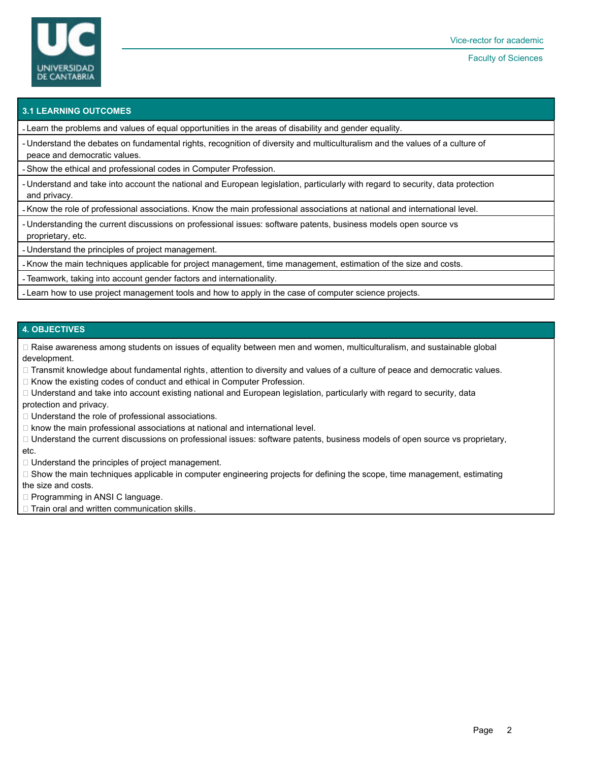## 3.1 LEARNING OUTCOMES

- Learn the problems and values of equal opportunities in the areas of disability and gender equality.
- Understand the debates on fundamental rights, recognition of diversity and multiculturalism and the values of a culture of peace and democratic values.
- Show the ethical and professional codes in Computer Profession.
- Understand and take into account the national and European legislation, particularly with regard to security, data protection and privacy.
- Know the role of professional associations. Know the main professional associations at national and international level.
- Understanding the current discussions on professional issues: software patents, business models open source vs proprietary, etc.
- Understand the principles of project management.
- Know the main techniques applicable for project management, time management, estimation of the size and costs.
- Teamwork, taking into account gender factors and internationality.
- Learn how to use project management tools and how to apply in the case of computer science projects.

## 4. OBJECTIVES

- Raise awareness among students on issues of equality between men and women, multiculturalism, and sustainable global development.
- Transmit knowledge about fundamental rights, attention to diversity and values of a culture of peace and democratic values.
- Know the existing codes of conduct and ethical in Computer Profession.
- Understand and take into account existing national and European legislation, particularly with regard to security, data protection and privacy.
- Understand the role of professional associations.
- know the main professional associations at national and international level.
- Understand the current discussions on professional issues: software patents, business models of open source vs proprietary, etc.
- Understand the principles of project management.
- Show the main techniques applicable in computer engineering projects for defining the scope, time management, estimating the size and costs.
- Programming in ANSI C language.
- Train oral and written communication skills.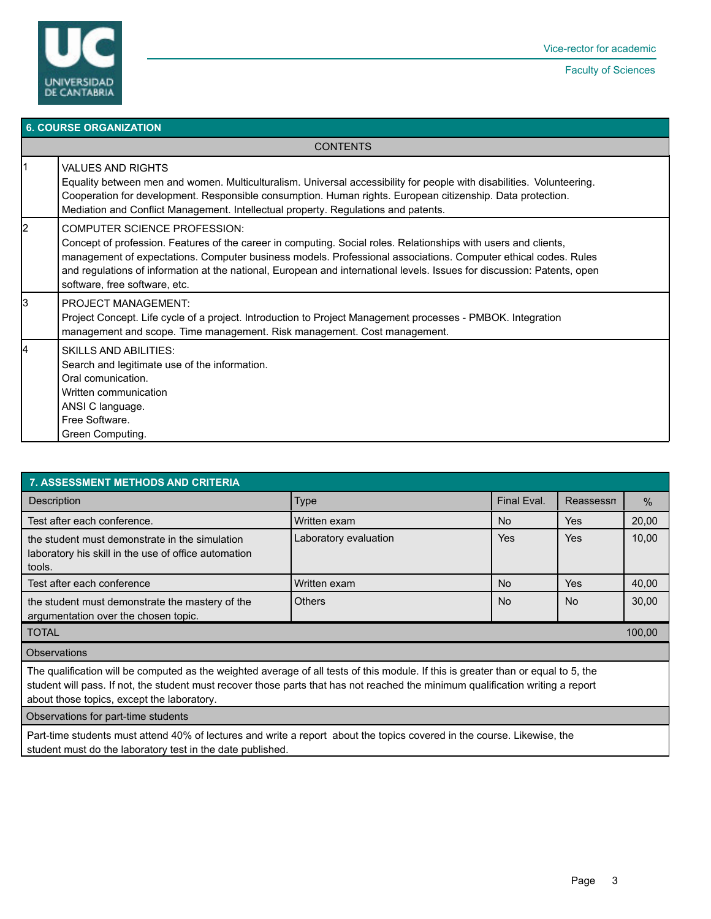## 6. COURSE ORGANIZATION

| CONTENTS | |
|---|---|
| 1 | VALUES AND RIGHTS<br>Equality between men and women. Multiculturalism. Universal accessibility for people with disabilities. Volunteering. Cooperation for development. Responsible consumption. Human rights. European citizenship. Data protection. Mediation and Conflict Management. Intellectual property. Regulations and patents. |
| 2 | COMPUTER SCIENCE PROFESSION:<br>Concept of profession. Features of the career in computing. Social roles. Relationships with users and clients, management of expectations. Computer business models. Professional associations. Computer ethical codes. Rules and regulations of information at the national, European and international levels. Issues for discussion: Patents, open software, free software, etc. |
| 3 | PROJECT MANAGEMENT:<br>Project Concept. Life cycle of a project. Introduction to Project Management processes - PMBOK. Integration management and scope. Time management. Risk management. Cost management. |
| 4 | SKILLS AND ABILITIES:<br>Search and legitimate use of the information.<br>Oral comunication.<br>Written communication<br>ANSI C language.<br>Free Software.<br>Green Computing. |

## 7. ASSESSMENT METHODS AND CRITERIA

| Description | Type | Final Eval. | Reassessn | % |
|---|---|---|---|---|
| Test after each conference. | Written exam | No | Yes | 20,00 |
| the student must demonstrate in the simulation laboratory his skill in the use of office automation tools. | Laboratory evaluation | Yes | Yes | 10,00 |
| Test after each conference | Written exam | No | Yes | 40,00 |
| the student must demonstrate the mastery of the argumentation over the chosen topic. | Others | No | No | 30,00 |
| TOTAL | | | | 100,00 |

**Observations**

The qualification will be computed as the weighted average of all tests of this module. If this is greater than or equal to 5, the student will pass. If not, the student must recover those parts that has not reached the minimum qualification writing a report about those topics, except the laboratory.

**Observations for part-time students**

Part-time students must attend 40% of lectures and write a report about the topics covered in the course. Likewise, the student must do the laboratory test in the date published.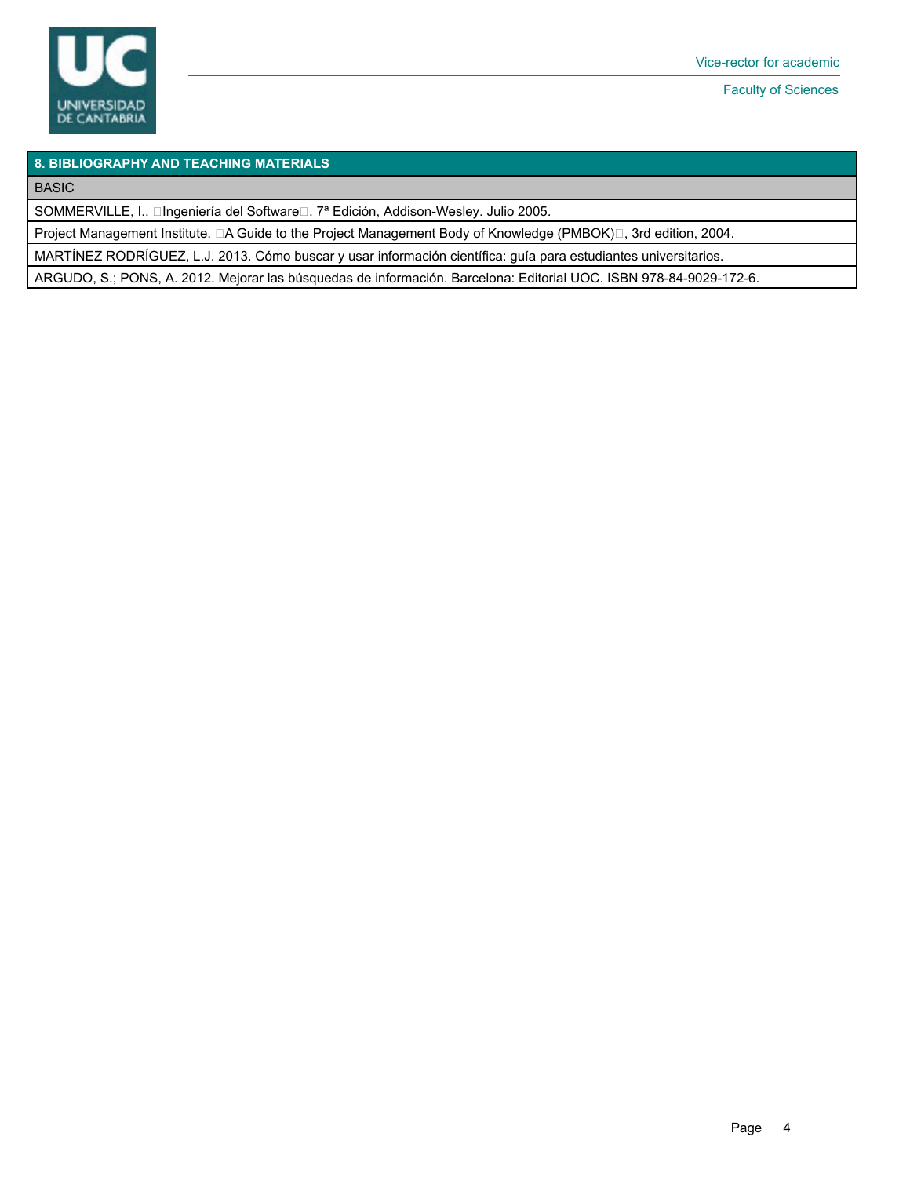## 8. BIBLIOGRAPHY AND TEACHING MATERIALS

| BASIC |
| --- |
| SOMMERVILLE, I.. Ingeniería del Software. 7ª Edición, Addison-Wesley. Julio 2005. |
| Project Management Institute. A Guide to the Project Management Body of Knowledge (PMBOK), 3rd edition, 2004. |
| MARTÍNEZ RODRÍGUEZ, L.J. 2013. Cómo buscar y usar información científica: guía para estudiantes universitarios. |
| ARGUDO, S.; PONS, A. 2012. Mejorar las búsquedas de información. Barcelona: Editorial UOC. ISBN 978-84-9029-172-6. |